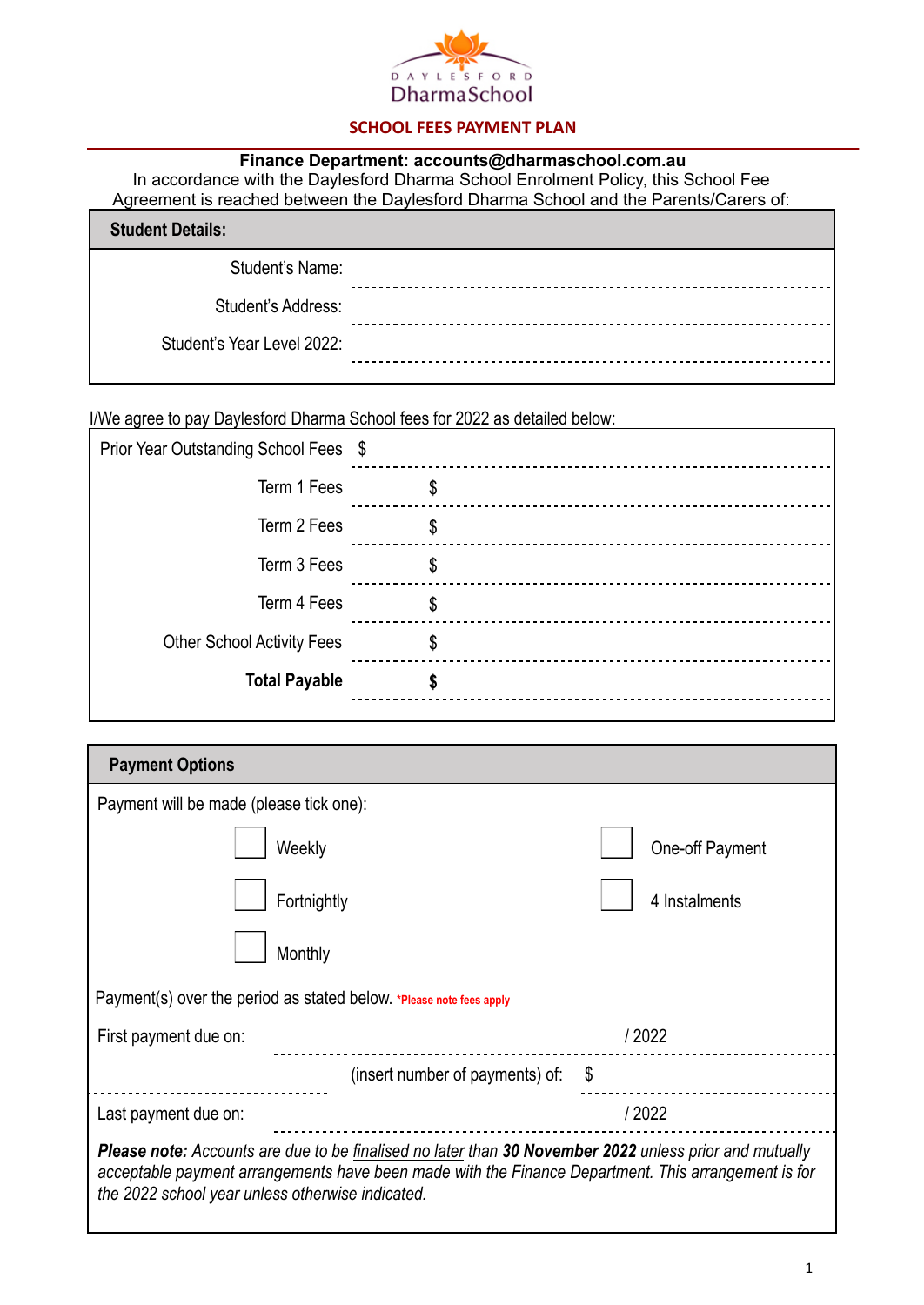DAYLESFORD
DharmaSchool

# SCHOOL FEES PAYMENT PLAN

**Finance Department: accounts@dharmaschool.com.au**

In accordance with the Daylesford Dharma School Enrolment Policy, this School Fee Agreement is reached between the Daylesford Dharma School and the Parents/Carers of:

| **Student Details:** | |
|---|---|
| Student's Name: | |
| Student's Address: | |
| Student's Year Level 2022: | |

I/We agree to pay Daylesford Dharma School fees for 2022 as detailed below:

| | |
|---|---|
| Prior Year Outstanding School Fees | $ |
| Term 1 Fees | $ |
| Term 2 Fees | $ |
| Term 3 Fees | $ |
| Term 4 Fees | $ |
| Other School Activity Fees | $ |
| **Total Payable** | **$** |

## Payment Options

Payment will be made (please tick one):

- ☐ Weekly
- ☐ Fortnightly
- ☐ Monthly
- ☐ One-off Payment
- ☐ 4 Instalments

Payment(s) over the period as stated below. *Please note fees apply

First payment due on: ______________ / 2022

______________ (insert number of payments) of: $ ______________

Last payment due on: ______________ / 2022

***Please note:*** *Accounts are due to be* *finalised no later* *than* ***30 November 2022*** *unless prior and mutually acceptable payment arrangements have been made with the Finance Department. This arrangement is for the 2022 school year unless otherwise indicated.*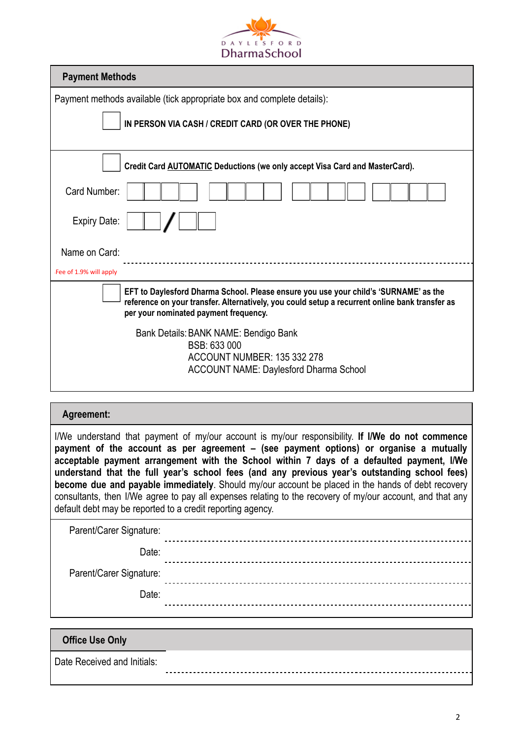DAYLESFORD
DharmaSchool

## Payment Methods

Payment methods available (tick appropriate box and complete details):

☐ **IN PERSON VIA CASH / CREDIT CARD (OR OVER THE PHONE)**

☐ **Credit Card AUTOMATIC Deductions (we only accept Visa Card and MasterCard).**

Card Number: ☐☐☐☐ ☐☐☐☐ ☐☐☐☐ ☐☐☐☐

Expiry Date: ☐☐ / ☐☐

Name on Card: ------------------------------------------------

Fee of 1.9% will apply

☐ **EFT to Daylesford Dharma School. Please ensure you use your child's 'SURNAME' as the reference on your transfer. Alternatively, you could setup a recurrent online bank transfer as per your nominated payment frequency.**

Bank Details: BANK NAME: Bendigo Bank
BSB: 633 000
ACCOUNT NUMBER: 135 332 278
ACCOUNT NAME: Daylesford Dharma School

## Agreement:

I/We understand that payment of my/our account is my/our responsibility. **If I/We do not commence payment of the account as per agreement – (see payment options) or organise a mutually acceptable payment arrangement with the School within 7 days of a defaulted payment, I/We understand that the full year's school fees (and any previous year's outstanding school fees) become due and payable immediately**. Should my/our account be placed in the hands of debt recovery consultants, then I/We agree to pay all expenses relating to the recovery of my/our account, and that any default debt may be reported to a credit reporting agency.

Parent/Carer Signature: ------------------------------------------------

Date: ------------------------------------------------

Parent/Carer Signature: ------------------------------------------------

Date: ------------------------------------------------

## Office Use Only

Date Received and Initials: ------------------------------------------------